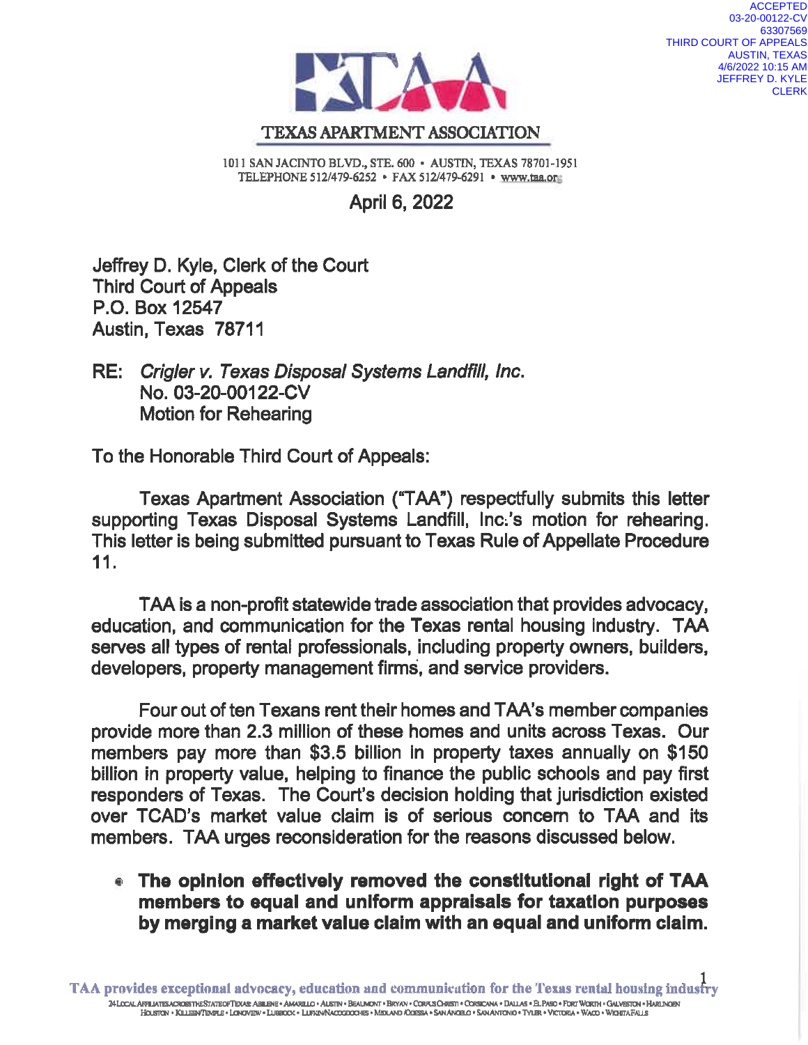ACCEPTED
03-20-00122-CV
63307569
THIRD COURT OF APPEALS
AUSTIN, TEXAS
4/6/2022 10:15 AM
JEFFREY D. KYLE
CLERK

TEXAS APARTMENT ASSOCIATION

1011 SAN JACINTO BLVD., STE. 600 • AUSTIN, TEXAS 78701-1951
TELEPHONE 512/479-6252 • FAX 512/479-6291 • www.taa.org

April 6, 2022

Jeffrey D. Kyle, Clerk of the Court
Third Court of Appeals
P.O. Box 12547
Austin, Texas 78711

RE: *Crigler v. Texas Disposal Systems Landfill, Inc.*
No. 03-20-00122-CV
Motion for Rehearing

To the Honorable Third Court of Appeals:

Texas Apartment Association ("TAA") respectfully submits this letter supporting Texas Disposal Systems Landfill, Inc.'s motion for rehearing. This letter is being submitted pursuant to Texas Rule of Appellate Procedure 11.

TAA is a non-profit statewide trade association that provides advocacy, education, and communication for the Texas rental housing industry. TAA serves all types of rental professionals, including property owners, builders, developers, property management firms, and service providers.

Four out of ten Texans rent their homes and TAA's member companies provide more than 2.3 million of these homes and units across Texas. Our members pay more than $3.5 billion in property taxes annually on $150 billion in property value, helping to finance the public schools and pay first responders of Texas. The Court's decision holding that jurisdiction existed over TCAD's market value claim is of serious concern to TAA and its members. TAA urges reconsideration for the reasons discussed below.

- **The opinion effectively removed the constitutional right of TAA members to equal and uniform appraisals for taxation purposes by merging a market value claim with an equal and uniform claim.**

TAA provides exceptional advocacy, education and communication for the Texas rental housing industry

24 LOCAL AFFILIATES ACROSS THE STATE OF TEXAS: ABILENE • AMARILLO • AUSTIN • BEAUMONT • BRYAN • CORPUS CHRISTI • CORSICANA • DALLAS • EL PASO • FORT WORTH • GALVESTON • HARLINGEN
HOUSTON • KILLEEN/TEMPLE • LONGVIEW • LUBBOCK • LUFKIN/NACOGDOCHES • MIDLAND/ODESSA • SAN ANGELO • SAN ANTONIO • TYLER • VICTORIA • WACO • WICHITA FALLS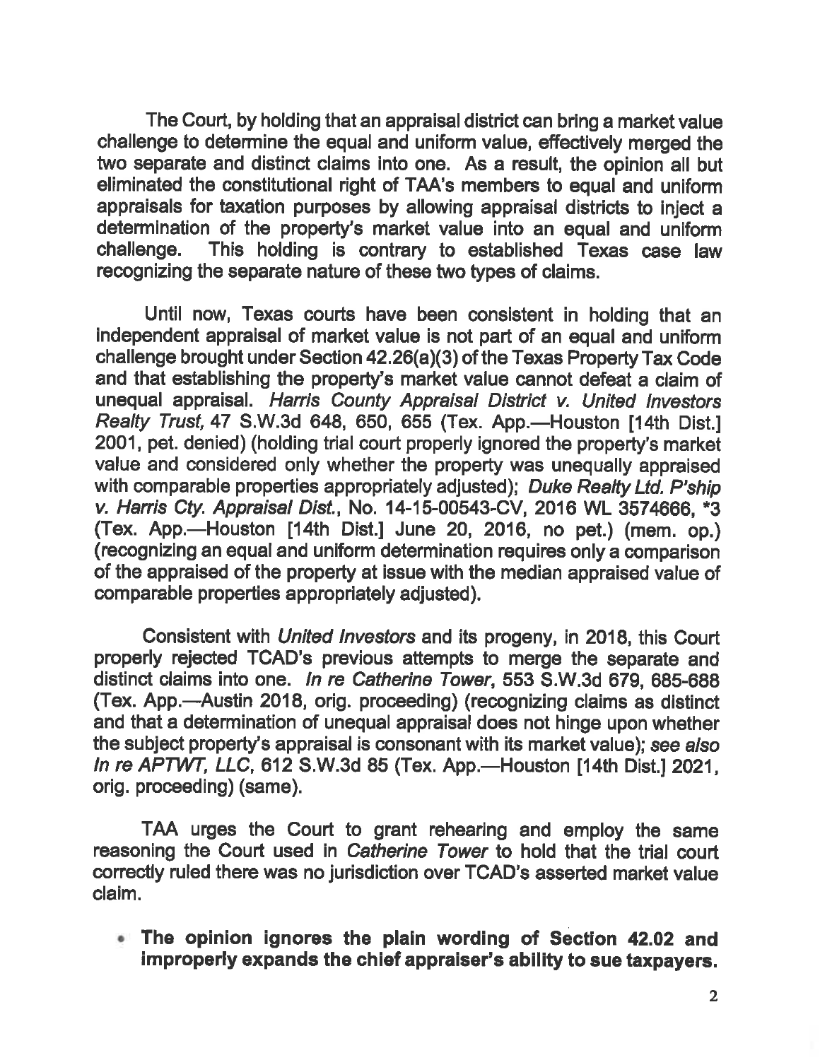The Court, by holding that an appraisal district can bring a market value challenge to determine the equal and uniform value, effectively merged the two separate and distinct claims into one. As a result, the opinion all but eliminated the constitutional right of TAA's members to equal and uniform appraisals for taxation purposes by allowing appraisal districts to inject a determination of the property's market value into an equal and uniform challenge. This holding is contrary to established Texas case law recognizing the separate nature of these two types of claims.

Until now, Texas courts have been consistent in holding that an independent appraisal of market value is not part of an equal and uniform challenge brought under Section 42.26(a)(3) of the Texas Property Tax Code and that establishing the property's market value cannot defeat a claim of unequal appraisal. *Harris County Appraisal District v. United Investors Realty Trust*, 47 S.W.3d 648, 650, 655 (Tex. App.—Houston [14th Dist.] 2001, pet. denied) (holding trial court properly ignored the property's market value and considered only whether the property was unequally appraised with comparable properties appropriately adjusted); *Duke Realty Ltd. P'ship v. Harris Cty. Appraisal Dist.*, No. 14-15-00543-CV, 2016 WL 3574666, *3 (Tex. App.—Houston [14th Dist.] June 20, 2016, no pet.) (mem. op.) (recognizing an equal and uniform determination requires only a comparison of the appraised of the property at issue with the median appraised value of comparable properties appropriately adjusted).

Consistent with *United Investors* and its progeny, in 2018, this Court properly rejected TCAD's previous attempts to merge the separate and distinct claims into one. *In re Catherine Tower*, 553 S.W.3d 679, 685-688 (Tex. App.—Austin 2018, orig. proceeding) (recognizing claims as distinct and that a determination of unequal appraisal does not hinge upon whether the subject property's appraisal is consonant with its market value); *see also In re APTWT, LLC*, 612 S.W.3d 85 (Tex. App.—Houston [14th Dist.] 2021, orig. proceeding) (same).

TAA urges the Court to grant rehearing and employ the same reasoning the Court used in *Catherine Tower* to hold that the trial court correctly ruled there was no jurisdiction over TCAD's asserted market value claim.

- **The opinion ignores the plain wording of Section 42.02 and improperly expands the chief appraiser's ability to sue taxpayers.**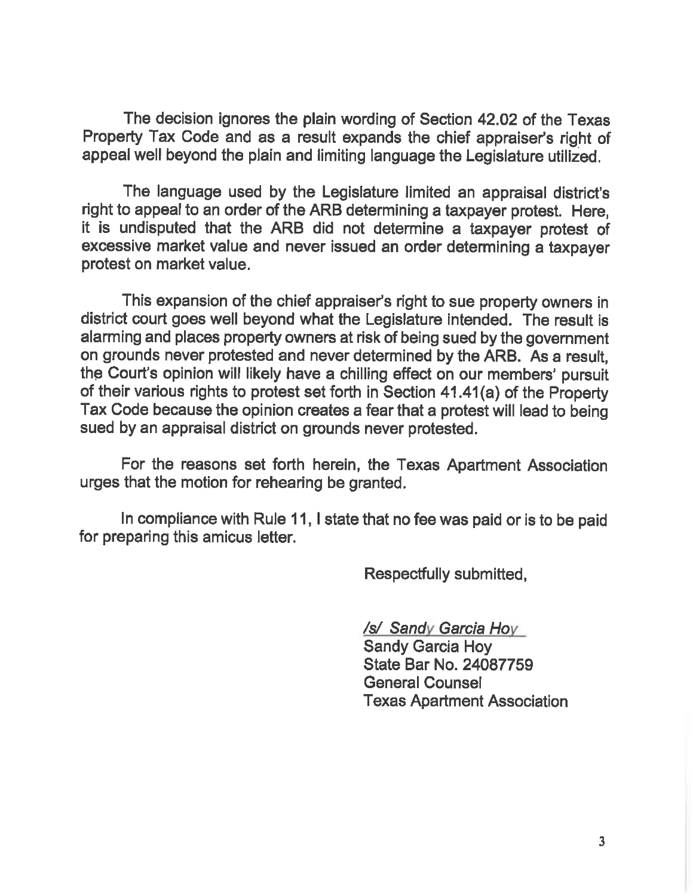The decision ignores the plain wording of Section 42.02 of the Texas Property Tax Code and as a result expands the chief appraiser's right of appeal well beyond the plain and limiting language the Legislature utilized.

The language used by the Legislature limited an appraisal district's right to appeal to an order of the ARB determining a taxpayer protest. Here, it is undisputed that the ARB did not determine a taxpayer protest of excessive market value and never issued an order determining a taxpayer protest on market value.

This expansion of the chief appraiser's right to sue property owners in district court goes well beyond what the Legislature intended. The result is alarming and places property owners at risk of being sued by the government on grounds never protested and never determined by the ARB. As a result, the Court's opinion will likely have a chilling effect on our members' pursuit of their various rights to protest set forth in Section 41.41(a) of the Property Tax Code because the opinion creates a fear that a protest will lead to being sued by an appraisal district on grounds never protested.

For the reasons set forth herein, the Texas Apartment Association urges that the motion for rehearing be granted.

In compliance with Rule 11, I state that no fee was paid or is to be paid for preparing this amicus letter.

Respectfully submitted,

*/s/ Sandy Garcia Hoy*
Sandy Garcia Hoy
State Bar No. 24087759
General Counsel
Texas Apartment Association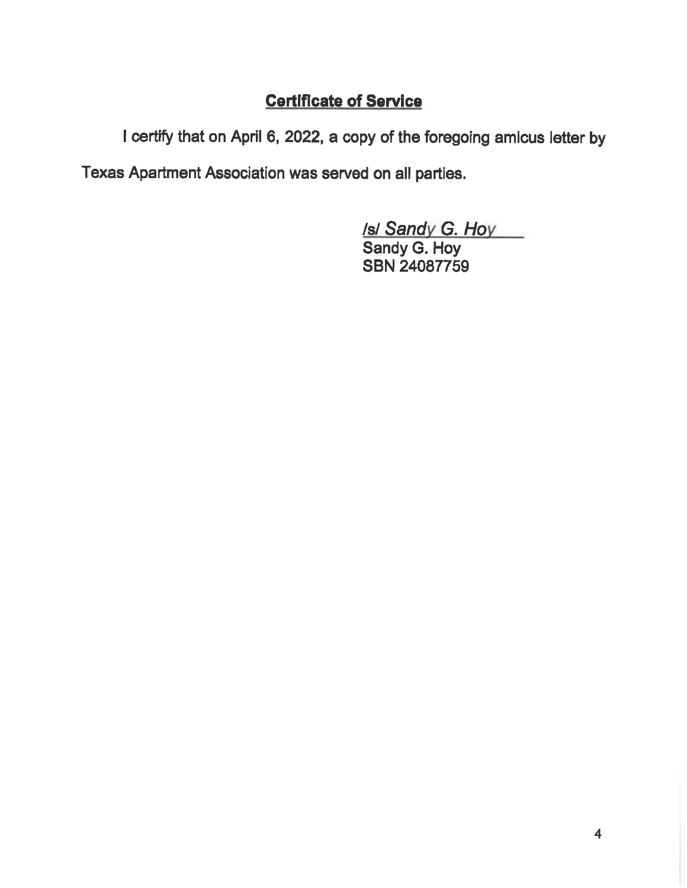## Certificate of Service

I certify that on April 6, 2022, a copy of the foregoing amicus letter by Texas Apartment Association was served on all parties.

/s/ *Sandy G. Hoy*
Sandy G. Hoy
SBN 24087759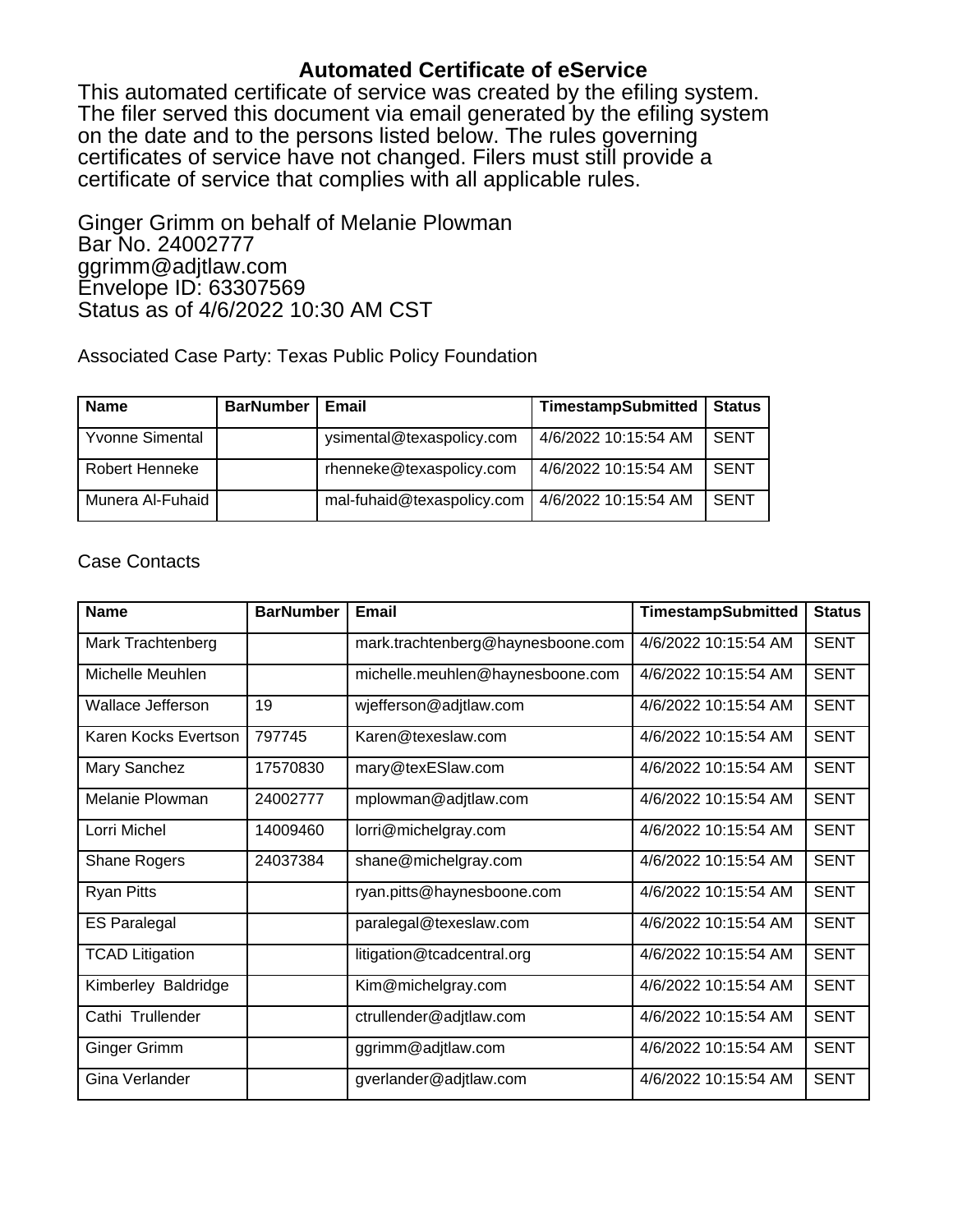# Automated Certificate of eService

This automated certificate of service was created by the efiling system. The filer served this document via email generated by the efiling system on the date and to the persons listed below. The rules governing certificates of service have not changed. Filers must still provide a certificate of service that complies with all applicable rules.

Ginger Grimm on behalf of Melanie Plowman
Bar No. 24002777
ggrimm@adjtlaw.com
Envelope ID: 63307569
Status as of 4/6/2022 10:30 AM CST

Associated Case Party: Texas Public Policy Foundation

| Name | BarNumber | Email | TimestampSubmitted | Status |
|---|---|---|---|---|
| Yvonne Simental | | ysimental@texaspolicy.com | 4/6/2022 10:15:54 AM | SENT |
| Robert Henneke | | rhenneke@texaspolicy.com | 4/6/2022 10:15:54 AM | SENT |
| Munera Al-Fuhaid | | mal-fuhaid@texaspolicy.com | 4/6/2022 10:15:54 AM | SENT |

Case Contacts

| Name | BarNumber | Email | TimestampSubmitted | Status |
|---|---|---|---|---|
| Mark Trachtenberg | | mark.trachtenberg@haynesboone.com | 4/6/2022 10:15:54 AM | SENT |
| Michelle Meuhlen | | michelle.meuhlen@haynesboone.com | 4/6/2022 10:15:54 AM | SENT |
| Wallace Jefferson | 19 | wjefferson@adjtlaw.com | 4/6/2022 10:15:54 AM | SENT |
| Karen Kocks Evertson | 797745 | Karen@texeslaw.com | 4/6/2022 10:15:54 AM | SENT |
| Mary Sanchez | 17570830 | mary@texESlaw.com | 4/6/2022 10:15:54 AM | SENT |
| Melanie Plowman | 24002777 | mplowman@adjtlaw.com | 4/6/2022 10:15:54 AM | SENT |
| Lorri Michel | 14009460 | lorri@michelgray.com | 4/6/2022 10:15:54 AM | SENT |
| Shane Rogers | 24037384 | shane@michelgray.com | 4/6/2022 10:15:54 AM | SENT |
| Ryan Pitts | | ryan.pitts@haynesboone.com | 4/6/2022 10:15:54 AM | SENT |
| ES Paralegal | | paralegal@texeslaw.com | 4/6/2022 10:15:54 AM | SENT |
| TCAD Litigation | | litigation@tcadcentral.org | 4/6/2022 10:15:54 AM | SENT |
| Kimberley Baldridge | | Kim@michelgray.com | 4/6/2022 10:15:54 AM | SENT |
| Cathi Trullender | | ctrullender@adjtlaw.com | 4/6/2022 10:15:54 AM | SENT |
| Ginger Grimm | | ggrimm@adjtlaw.com | 4/6/2022 10:15:54 AM | SENT |
| Gina Verlander | | gverlander@adjtlaw.com | 4/6/2022 10:15:54 AM | SENT |